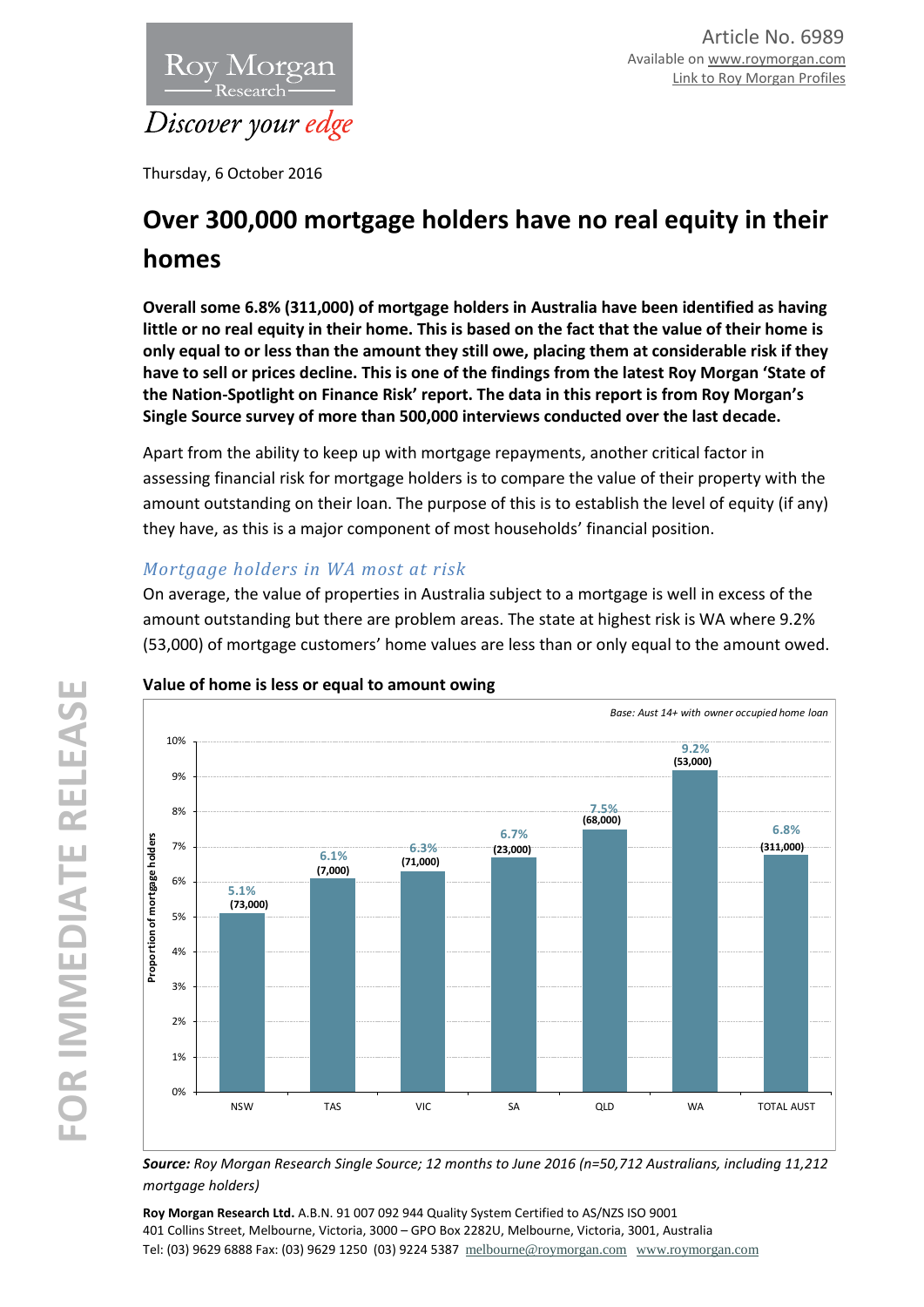Article No. 6989
Available on www.roymorgan.com
Link to Roy Morgan Profiles

Thursday, 6 October 2016

# Over 300,000 mortgage holders have no real equity in their homes

**Overall some 6.8% (311,000) of mortgage holders in Australia have been identified as having little or no real equity in their home. This is based on the fact that the value of their home is only equal to or less than the amount they still owe, placing them at considerable risk if they have to sell or prices decline. This is one of the findings from the latest Roy Morgan 'State of the Nation-Spotlight on Finance Risk' report. The data in this report is from Roy Morgan's Single Source survey of more than 500,000 interviews conducted over the last decade.**

Apart from the ability to keep up with mortgage repayments, another critical factor in assessing financial risk for mortgage holders is to compare the value of their property with the amount outstanding on their loan. The purpose of this is to establish the level of equity (if any) they have, as this is a major component of most households' financial position.

## *Mortgage holders in WA most at risk*

On average, the value of properties in Australia subject to a mortgage is well in excess of the amount outstanding but there are problem areas. The state at highest risk is WA where 9.2% (53,000) of mortgage customers' home values are less than or only equal to the amount owed.

**Value of home is less or equal to amount owing**

*Base: Aust 14+ with owner occupied home loan*

| | NSW | TAS | VIC | SA | QLD | WA | TOTAL AUST |
|---|---|---|---|---|---|---|---|
| Proportion of mortgage holders | 5.1% | 6.1% | 6.3% | 6.7% | 7.5% | 9.2% | 6.8% |
| Number | (73,000) | (7,000) | (71,000) | (23,000) | (68,000) | (53,000) | (311,000) |

***Source:*** *Roy Morgan Research Single Source; 12 months to June 2016 (n=50,712 Australians, including 11,212 mortgage holders)*

**Roy Morgan Research Ltd.** A.B.N. 91 007 092 944 Quality System Certified to AS/NZS ISO 9001
401 Collins Street, Melbourne, Victoria, 3000 – GPO Box 2282U, Melbourne, Victoria, 3001, Australia
Tel: (03) 9629 6888 Fax: (03) 9629 1250 (03) 9224 5387 melbourne@roymorgan.com www.roymorgan.com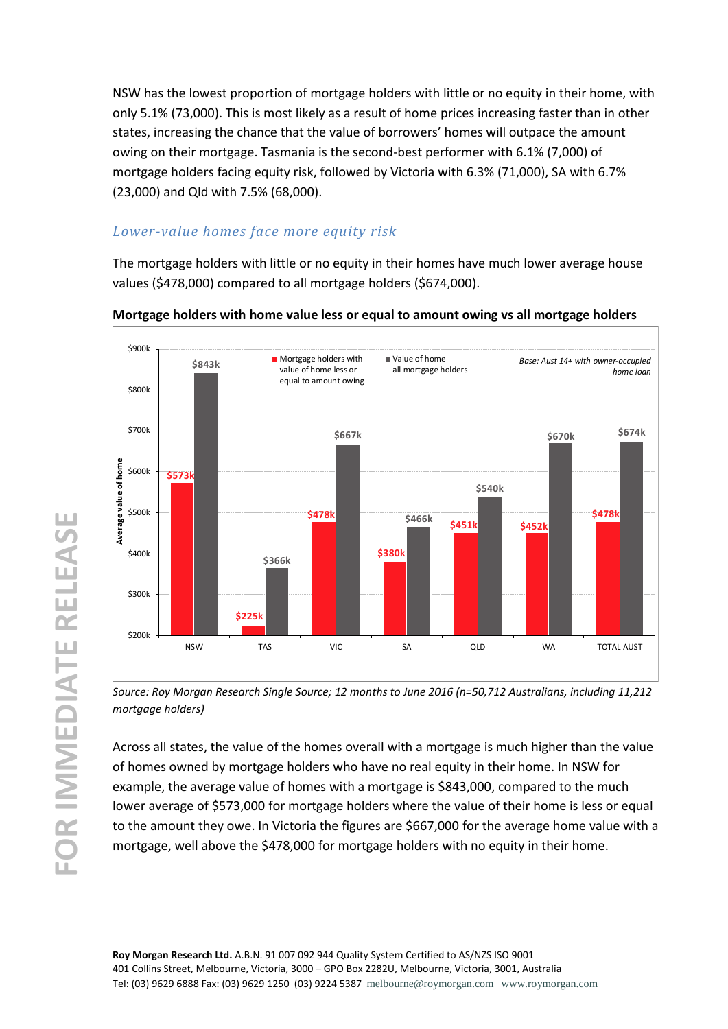NSW has the lowest proportion of mortgage holders with little or no equity in their home, with only 5.1% (73,000). This is most likely as a result of home prices increasing faster than in other states, increasing the chance that the value of borrowers' homes will outpace the amount owing on their mortgage. Tasmania is the second-best performer with 6.1% (7,000) of mortgage holders facing equity risk, followed by Victoria with 6.3% (71,000), SA with 6.7% (23,000) and Qld with 7.5% (68,000).

## *Lower-value homes face more equity risk*

The mortgage holders with little or no equity in their homes have much lower average house values ($478,000) compared to all mortgage holders ($674,000).

**Mortgage holders with home value less or equal to amount owing vs all mortgage holders**

*Base: Aust 14+ with owner-occupied home loan*

| Average value of home | NSW | TAS | VIC | SA | QLD | WA | TOTAL AUST |
|---|---|---|---|---|---|---|---|
| Mortgage holders with value of home less or equal to amount owing | $573k | $225k | $478k | $380k | $451k | $452k | $478k |
| Value of home all mortgage holders | $843k | $366k | $667k | $466k | $540k | $670k | $674k |

*Source: Roy Morgan Research Single Source; 12 months to June 2016 (n=50,712 Australians, including 11,212 mortgage holders)*

Across all states, the value of the homes overall with a mortgage is much higher than the value of homes owned by mortgage holders who have no real equity in their home. In NSW for example, the average value of homes with a mortgage is $843,000, compared to the much lower average of $573,000 for mortgage holders where the value of their home is less or equal to the amount they owe. In Victoria the figures are $667,000 for the average home value with a mortgage, well above the $478,000 for mortgage holders with no equity in their home.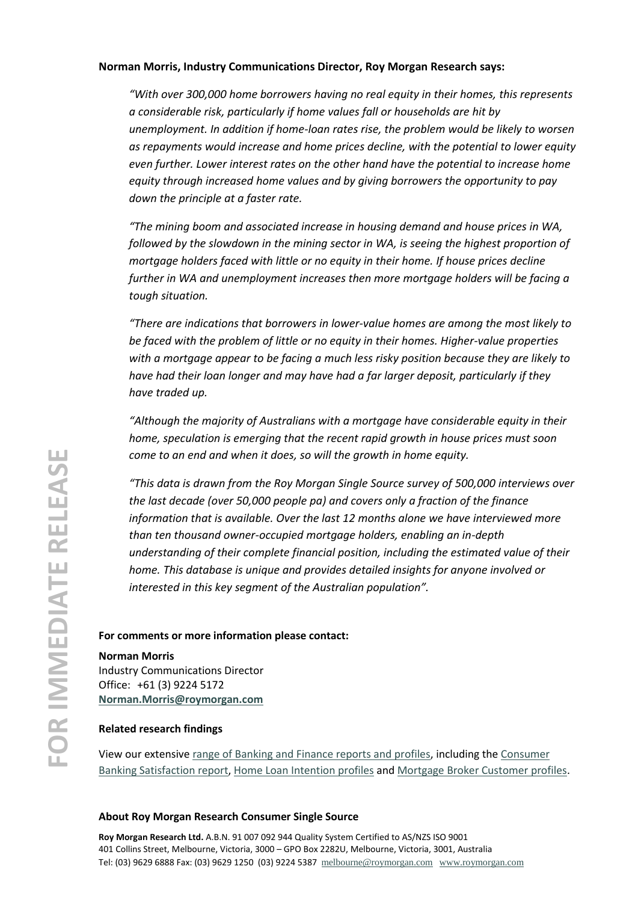**Norman Morris, Industry Communications Director, Roy Morgan Research says:**

*"With over 300,000 home borrowers having no real equity in their homes, this represents a considerable risk, particularly if home values fall or households are hit by unemployment. In addition if home-loan rates rise, the problem would be likely to worsen as repayments would increase and home prices decline, with the potential to lower equity even further. Lower interest rates on the other hand have the potential to increase home equity through increased home values and by giving borrowers the opportunity to pay down the principle at a faster rate.*

*"The mining boom and associated increase in housing demand and house prices in WA, followed by the slowdown in the mining sector in WA, is seeing the highest proportion of mortgage holders faced with little or no equity in their home. If house prices decline further in WA and unemployment increases then more mortgage holders will be facing a tough situation.*

*"There are indications that borrowers in lower-value homes are among the most likely to be faced with the problem of little or no equity in their homes. Higher-value properties with a mortgage appear to be facing a much less risky position because they are likely to have had their loan longer and may have had a far larger deposit, particularly if they have traded up.*

*"Although the majority of Australians with a mortgage have considerable equity in their home, speculation is emerging that the recent rapid growth in house prices must soon come to an end and when it does, so will the growth in home equity.*

*"This data is drawn from the Roy Morgan Single Source survey of 500,000 interviews over the last decade (over 50,000 people pa) and covers only a fraction of the finance information that is available. Over the last 12 months alone we have interviewed more than ten thousand owner-occupied mortgage holders, enabling an in-depth understanding of their complete financial position, including the estimated value of their home. This database is unique and provides detailed insights for anyone involved or interested in this key segment of the Australian population".*

**For comments or more information please contact:**

**Norman Morris**
Industry Communications Director
Office: +61 (3) 9224 5172
**Norman.Morris@roymorgan.com**

**Related research findings**

View our extensive range of Banking and Finance reports and profiles, including the Consumer Banking Satisfaction report, Home Loan Intention profiles and Mortgage Broker Customer profiles.

**About Roy Morgan Research Consumer Single Source**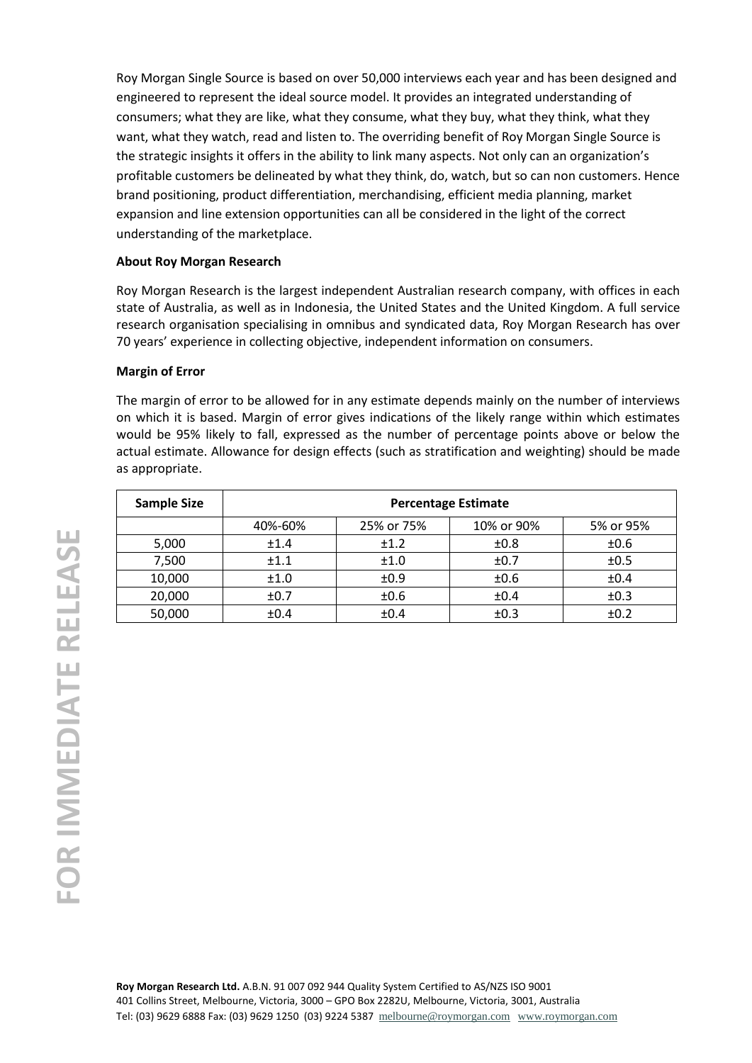Roy Morgan Single Source is based on over 50,000 interviews each year and has been designed and engineered to represent the ideal source model. It provides an integrated understanding of consumers; what they are like, what they consume, what they buy, what they think, what they want, what they watch, read and listen to. The overriding benefit of Roy Morgan Single Source is the strategic insights it offers in the ability to link many aspects. Not only can an organization's profitable customers be delineated by what they think, do, watch, but so can non customers. Hence brand positioning, product differentiation, merchandising, efficient media planning, market expansion and line extension opportunities can all be considered in the light of the correct understanding of the marketplace.

**About Roy Morgan Research**

Roy Morgan Research is the largest independent Australian research company, with offices in each state of Australia, as well as in Indonesia, the United States and the United Kingdom. A full service research organisation specialising in omnibus and syndicated data, Roy Morgan Research has over 70 years' experience in collecting objective, independent information on consumers.

**Margin of Error**

The margin of error to be allowed for in any estimate depends mainly on the number of interviews on which it is based. Margin of error gives indications of the likely range within which estimates would be 95% likely to fall, expressed as the number of percentage points above or below the actual estimate. Allowance for design effects (such as stratification and weighting) should be made as appropriate.

| Sample Size | Percentage Estimate | | | |
|---|---|---|---|---|
| | 40%-60% | 25% or 75% | 10% or 90% | 5% or 95% |
| 5,000 | ±1.4 | ±1.2 | ±0.8 | ±0.6 |
| 7,500 | ±1.1 | ±1.0 | ±0.7 | ±0.5 |
| 10,000 | ±1.0 | ±0.9 | ±0.6 | ±0.4 |
| 20,000 | ±0.7 | ±0.6 | ±0.4 | ±0.3 |
| 50,000 | ±0.4 | ±0.4 | ±0.3 | ±0.2 |